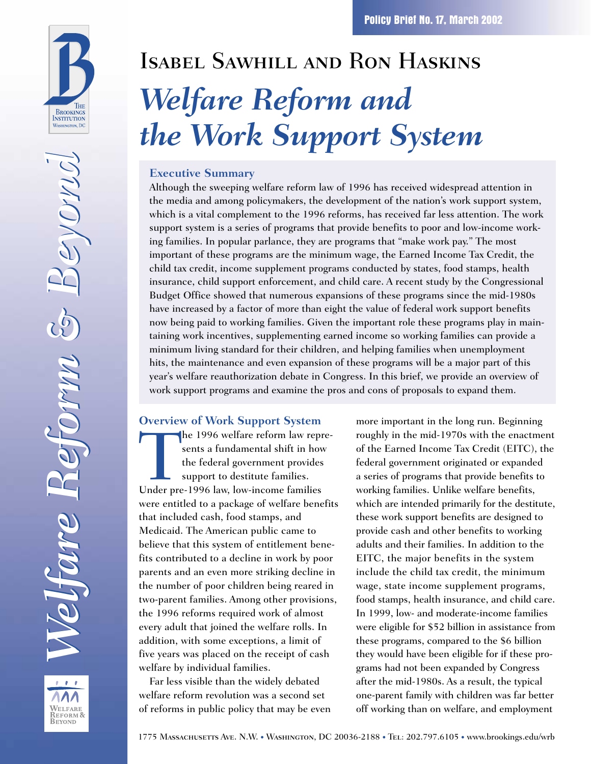Policy Brief No. 17, March 2002

# Isabel Sawhill and Ron Haskins

# *Welfare Reform and the Work Support System*

## Executive Summary

Although the sweeping welfare reform law of 1996 has received widespread attention in the media and among policymakers, the development of the nation's work support system, which is a vital complement to the 1996 reforms, has received far less attention. The work support system is a series of programs that provide benefits to poor and low-income working families. In popular parlance, they are programs that "make work pay." The most important of these programs are the minimum wage, the Earned Income Tax Credit, the child tax credit, income supplement programs conducted by states, food stamps, health insurance, child support enforcement, and child care. A recent study by the Congressional Budget Office showed that numerous expansions of these programs since the mid-1980s have increased by a factor of more than eight the value of federal work support benefits now being paid to working families. Given the important role these programs play in maintaining work incentives, supplementing earned income so working families can provide a minimum living standard for their children, and helping families when unemployment hits, the maintenance and even expansion of these programs will be a major part of this year's welfare reauthorization debate in Congress. In this brief, we provide an overview of work support programs and examine the pros and cons of proposals to expand them.

## Overview of Work Support System

The 1996 welfare reform law represents a fundamental shift in how the federal government provides support to destitute families. Under pre-1996 law, low-income families were entitled to a package of welfare benefits that included cash, food stamps, and Medicaid. The American public came to believe that this system of entitlement benefits contributed to a decline in work by poor parents and an even more striking decline in the number of poor children being reared in two-parent families. Among other provisions, the 1996 reforms required work of almost every adult that joined the welfare rolls. In addition, with some exceptions, a limit of five years was placed on the receipt of cash welfare by individual families.

Far less visible than the widely debated welfare reform revolution was a second set of reforms in public policy that may be even more important in the long run. Beginning roughly in the mid-1970s with the enactment of the Earned Income Tax Credit (EITC), the federal government originated or expanded a series of programs that provide benefits to working families. Unlike welfare benefits, which are intended primarily for the destitute, these work support benefits are designed to provide cash and other benefits to working adults and their families. In addition to the EITC, the major benefits in the system include the child tax credit, the minimum wage, state income supplement programs, food stamps, health insurance, and child care. In 1999, low- and moderate-income families were eligible for $52 billion in assistance from these programs, compared to the $6 billion they would have been eligible for if these programs had not been expanded by Congress after the mid-1980s. As a result, the typical one-parent family with children was far better off working than on welfare, and employment

1775 Massachusetts Ave. N.W. • Washington, DC 20036-2188 • Tel: 202.797.6105 • www.brookings.edu/wrb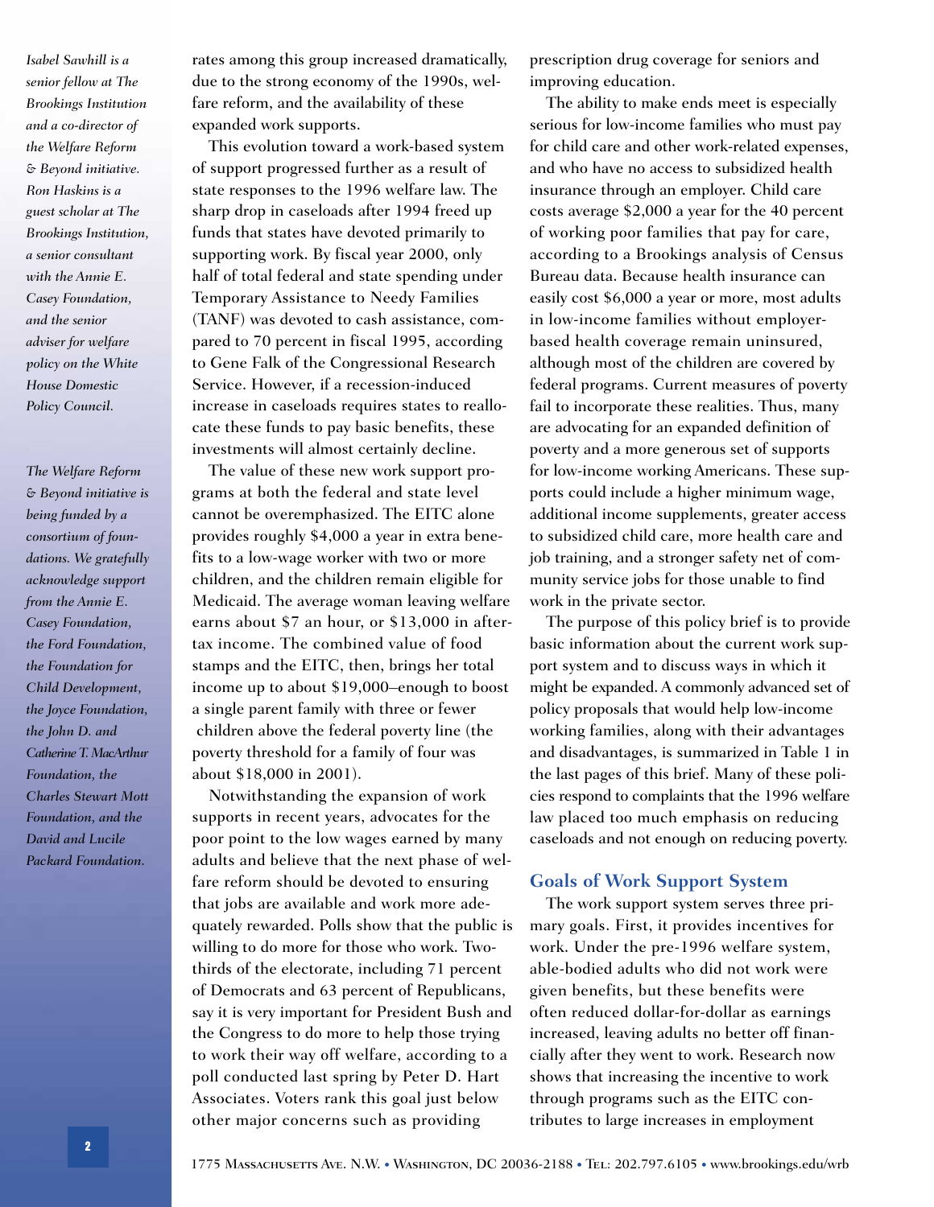*Isabel Sawhill is a senior fellow at The Brookings Institution and a co-director of the Welfare Reform & Beyond initiative. Ron Haskins is a guest scholar at The Brookings Institution, a senior consultant with the Annie E. Casey Foundation, and the senior adviser for welfare policy on the White House Domestic Policy Council.*

*The Welfare Reform & Beyond initiative is being funded by a consortium of foundations. We gratefully acknowledge support from the Annie E. Casey Foundation, the Ford Foundation, the Foundation for Child Development, the Joyce Foundation, the John D. and Catherine T. MacArthur Foundation, the Charles Stewart Mott Foundation, and the David and Lucile Packard Foundation.*

rates among this group increased dramatically, due to the strong economy of the 1990s, welfare reform, and the availability of these expanded work supports.

This evolution toward a work-based system of support progressed further as a result of state responses to the 1996 welfare law. The sharp drop in caseloads after 1994 freed up funds that states have devoted primarily to supporting work. By fiscal year 2000, only half of total federal and state spending under Temporary Assistance to Needy Families (TANF) was devoted to cash assistance, compared to 70 percent in fiscal 1995, according to Gene Falk of the Congressional Research Service. However, if a recession-induced increase in caseloads requires states to reallocate these funds to pay basic benefits, these investments will almost certainly decline.

The value of these new work support programs at both the federal and state level cannot be overemphasized. The EITC alone provides roughly $4,000 a year in extra benefits to a low-wage worker with two or more children, and the children remain eligible for Medicaid. The average woman leaving welfare earns about $7 an hour, or $13,000 in after-tax income. The combined value of food stamps and the EITC, then, brings her total income up to about $19,000–enough to boost a single parent family with three or fewer children above the federal poverty line (the poverty threshold for a family of four was about $18,000 in 2001).

Notwithstanding the expansion of work supports in recent years, advocates for the poor point to the low wages earned by many adults and believe that the next phase of welfare reform should be devoted to ensuring that jobs are available and work more adequately rewarded. Polls show that the public is willing to do more for those who work. Two-thirds of the electorate, including 71 percent of Democrats and 63 percent of Republicans, say it is very important for President Bush and the Congress to do more to help those trying to work their way off welfare, according to a poll conducted last spring by Peter D. Hart Associates. Voters rank this goal just below other major concerns such as providing prescription drug coverage for seniors and improving education.

The ability to make ends meet is especially serious for low-income families who must pay for child care and other work-related expenses, and who have no access to subsidized health insurance through an employer. Child care costs average $2,000 a year for the 40 percent of working poor families that pay for care, according to a Brookings analysis of Census Bureau data. Because health insurance can easily cost $6,000 a year or more, most adults in low-income families without employer-based health coverage remain uninsured, although most of the children are covered by federal programs. Current measures of poverty fail to incorporate these realities. Thus, many are advocating for an expanded definition of poverty and a more generous set of supports for low-income working Americans. These supports could include a higher minimum wage, additional income supplements, greater access to subsidized child care, more health care and job training, and a stronger safety net of community service jobs for those unable to find work in the private sector.

The purpose of this policy brief is to provide basic information about the current work support system and to discuss ways in which it might be expanded. A commonly advanced set of policy proposals that would help low-income working families, along with their advantages and disadvantages, is summarized in Table 1 in the last pages of this brief. Many of these policies respond to complaints that the 1996 welfare law placed too much emphasis on reducing caseloads and not enough on reducing poverty.

## Goals of Work Support System

The work support system serves three primary goals. First, it provides incentives for work. Under the pre-1996 welfare system, able-bodied adults who did not work were given benefits, but these benefits were often reduced dollar-for-dollar as earnings increased, leaving adults no better off financially after they went to work. Research now shows that increasing the incentive to work through programs such as the EITC contributes to large increases in employment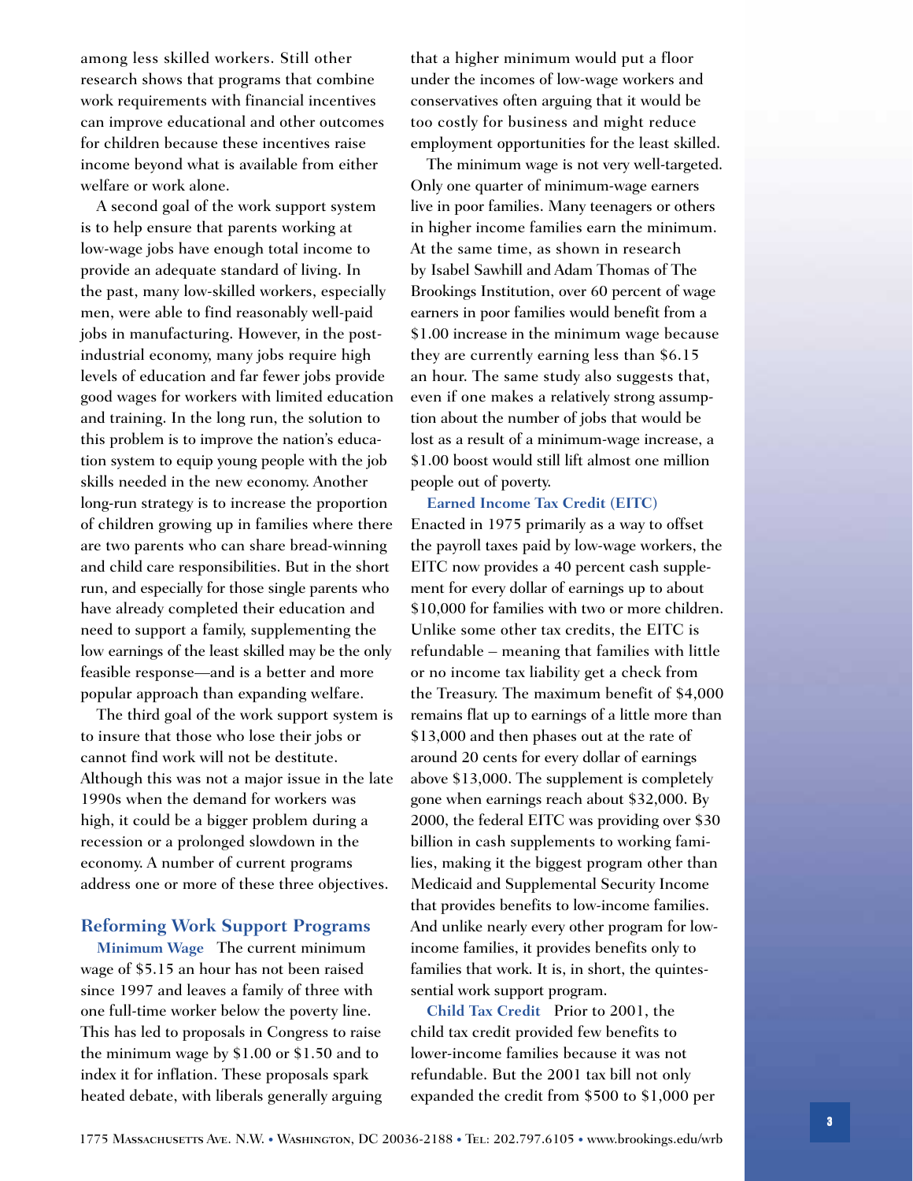among less skilled workers. Still other research shows that programs that combine work requirements with financial incentives can improve educational and other outcomes for children because these incentives raise income beyond what is available from either welfare or work alone.

A second goal of the work support system is to help ensure that parents working at low-wage jobs have enough total income to provide an adequate standard of living. In the past, many low-skilled workers, especially men, were able to find reasonably well-paid jobs in manufacturing. However, in the post-industrial economy, many jobs require high levels of education and far fewer jobs provide good wages for workers with limited education and training. In the long run, the solution to this problem is to improve the nation's education system to equip young people with the job skills needed in the new economy. Another long-run strategy is to increase the proportion of children growing up in families where there are two parents who can share bread-winning and child care responsibilities. But in the short run, and especially for those single parents who have already completed their education and need to support a family, supplementing the low earnings of the least skilled may be the only feasible response—and is a better and more popular approach than expanding welfare.

The third goal of the work support system is to insure that those who lose their jobs or cannot find work will not be destitute. Although this was not a major issue in the late 1990s when the demand for workers was high, it could be a bigger problem during a recession or a prolonged slowdown in the economy. A number of current programs address one or more of these three objectives.

## Reforming Work Support Programs

**Minimum Wage** The current minimum wage of $5.15 an hour has not been raised since 1997 and leaves a family of three with one full-time worker below the poverty line. This has led to proposals in Congress to raise the minimum wage by $1.00 or $1.50 and to index it for inflation. These proposals spark heated debate, with liberals generally arguing that a higher minimum would put a floor under the incomes of low-wage workers and conservatives often arguing that it would be too costly for business and might reduce employment opportunities for the least skilled.

The minimum wage is not very well-targeted. Only one quarter of minimum-wage earners live in poor families. Many teenagers or others in higher income families earn the minimum. At the same time, as shown in research by Isabel Sawhill and Adam Thomas of The Brookings Institution, over 60 percent of wage earners in poor families would benefit from a $1.00 increase in the minimum wage because they are currently earning less than $6.15 an hour. The same study also suggests that, even if one makes a relatively strong assumption about the number of jobs that would be lost as a result of a minimum-wage increase, a $1.00 boost would still lift almost one million people out of poverty.

**Earned Income Tax Credit (EITC)** Enacted in 1975 primarily as a way to offset the payroll taxes paid by low-wage workers, the EITC now provides a 40 percent cash supplement for every dollar of earnings up to about $10,000 for families with two or more children. Unlike some other tax credits, the EITC is refundable – meaning that families with little or no income tax liability get a check from the Treasury. The maximum benefit of $4,000 remains flat up to earnings of a little more than $13,000 and then phases out at the rate of around 20 cents for every dollar of earnings above $13,000. The supplement is completely gone when earnings reach about $32,000. By 2000, the federal EITC was providing over $30 billion in cash supplements to working families, making it the biggest program other than Medicaid and Supplemental Security Income that provides benefits to low-income families. And unlike nearly every other program for low-income families, it provides benefits only to families that work. It is, in short, the quintessential work support program.

**Child Tax Credit** Prior to 2001, the child tax credit provided few benefits to lower-income families because it was not refundable. But the 2001 tax bill not only expanded the credit from $500 to $1,000 per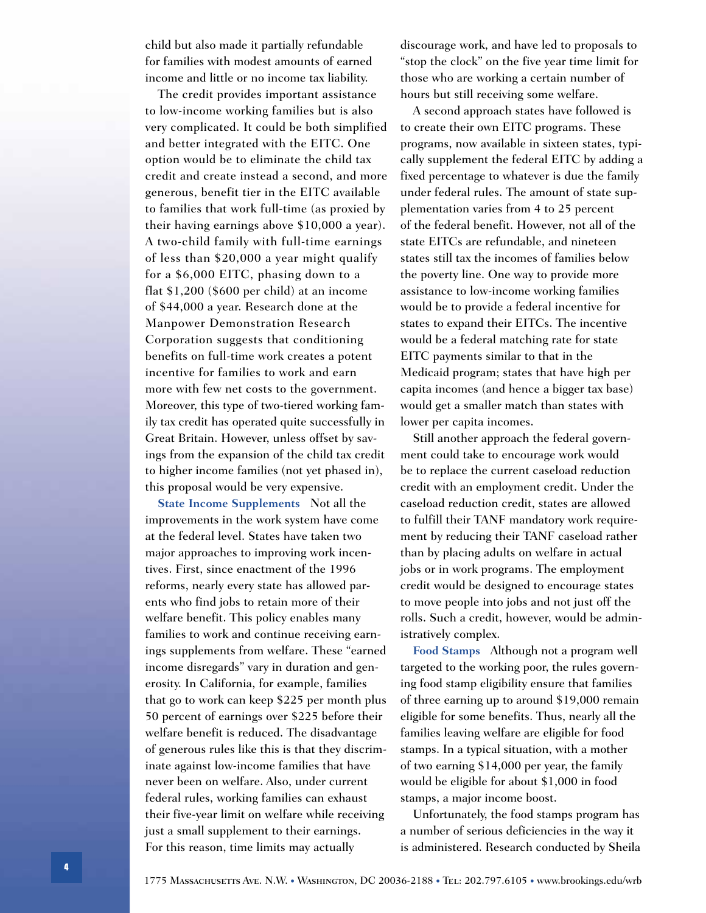child but also made it partially refundable for families with modest amounts of earned income and little or no income tax liability.

The credit provides important assistance to low-income working families but is also very complicated. It could be both simplified and better integrated with the EITC. One option would be to eliminate the child tax credit and create instead a second, and more generous, benefit tier in the EITC available to families that work full-time (as proxied by their having earnings above $10,000 a year). A two-child family with full-time earnings of less than $20,000 a year might qualify for a $6,000 EITC, phasing down to a flat $1,200 ($600 per child) at an income of $44,000 a year. Research done at the Manpower Demonstration Research Corporation suggests that conditioning benefits on full-time work creates a potent incentive for families to work and earn more with few net costs to the government. Moreover, this type of two-tiered working family tax credit has operated quite successfully in Great Britain. However, unless offset by savings from the expansion of the child tax credit to higher income families (not yet phased in), this proposal would be very expensive.

**State Income Supplements** Not all the improvements in the work system have come at the federal level. States have taken two major approaches to improving work incentives. First, since enactment of the 1996 reforms, nearly every state has allowed parents who find jobs to retain more of their welfare benefit. This policy enables many families to work and continue receiving earnings supplements from welfare. These "earned income disregards" vary in duration and generosity. In California, for example, families that go to work can keep $225 per month plus 50 percent of earnings over $225 before their welfare benefit is reduced. The disadvantage of generous rules like this is that they discriminate against low-income families that have never been on welfare. Also, under current federal rules, working families can exhaust their five-year limit on welfare while receiving just a small supplement to their earnings. For this reason, time limits may actually discourage work, and have led to proposals to "stop the clock" on the five year time limit for those who are working a certain number of hours but still receiving some welfare.

A second approach states have followed is to create their own EITC programs. These programs, now available in sixteen states, typically supplement the federal EITC by adding a fixed percentage to whatever is due the family under federal rules. The amount of state supplementation varies from 4 to 25 percent of the federal benefit. However, not all of the state EITCs are refundable, and nineteen states still tax the incomes of families below the poverty line. One way to provide more assistance to low-income working families would be to provide a federal incentive for states to expand their EITCs. The incentive would be a federal matching rate for state EITC payments similar to that in the Medicaid program; states that have high per capita incomes (and hence a bigger tax base) would get a smaller match than states with lower per capita incomes.

Still another approach the federal government could take to encourage work would be to replace the current caseload reduction credit with an employment credit. Under the caseload reduction credit, states are allowed to fulfill their TANF mandatory work requirement by reducing their TANF caseload rather than by placing adults on welfare in actual jobs or in work programs. The employment credit would be designed to encourage states to move people into jobs and not just off the rolls. Such a credit, however, would be administratively complex.

**Food Stamps** Although not a program well targeted to the working poor, the rules governing food stamp eligibility ensure that families of three earning up to around $19,000 remain eligible for some benefits. Thus, nearly all the families leaving welfare are eligible for food stamps. In a typical situation, with a mother of two earning $14,000 per year, the family would be eligible for about $1,000 in food stamps, a major income boost.

Unfortunately, the food stamps program has a number of serious deficiencies in the way it is administered. Research conducted by Sheila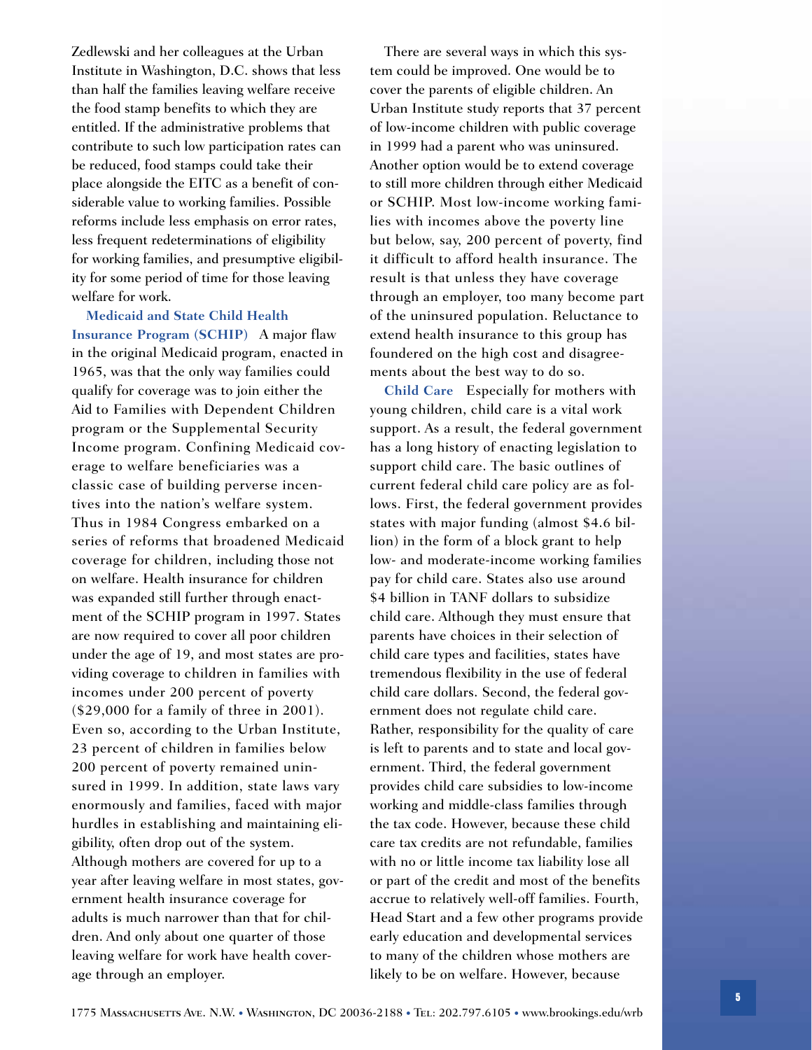Zedlewski and her colleagues at the Urban Institute in Washington, D.C. shows that less than half the families leaving welfare receive the food stamp benefits to which they are entitled. If the administrative problems that contribute to such low participation rates can be reduced, food stamps could take their place alongside the EITC as a benefit of considerable value to working families. Possible reforms include less emphasis on error rates, less frequent redeterminations of eligibility for working families, and presumptive eligibility for some period of time for those leaving welfare for work.

**Medicaid and State Child Health Insurance Program (SCHIP)** A major flaw in the original Medicaid program, enacted in 1965, was that the only way families could qualify for coverage was to join either the Aid to Families with Dependent Children program or the Supplemental Security Income program. Confining Medicaid coverage to welfare beneficiaries was a classic case of building perverse incentives into the nation's welfare system. Thus in 1984 Congress embarked on a series of reforms that broadened Medicaid coverage for children, including those not on welfare. Health insurance for children was expanded still further through enactment of the SCHIP program in 1997. States are now required to cover all poor children under the age of 19, and most states are providing coverage to children in families with incomes under 200 percent of poverty ($29,000 for a family of three in 2001). Even so, according to the Urban Institute, 23 percent of children in families below 200 percent of poverty remained uninsured in 1999. In addition, state laws vary enormously and families, faced with major hurdles in establishing and maintaining eligibility, often drop out of the system. Although mothers are covered for up to a year after leaving welfare in most states, government health insurance coverage for adults is much narrower than that for children. And only about one quarter of those leaving welfare for work have health coverage through an employer.

There are several ways in which this system could be improved. One would be to cover the parents of eligible children. An Urban Institute study reports that 37 percent of low-income children with public coverage in 1999 had a parent who was uninsured. Another option would be to extend coverage to still more children through either Medicaid or SCHIP. Most low-income working families with incomes above the poverty line but below, say, 200 percent of poverty, find it difficult to afford health insurance. The result is that unless they have coverage through an employer, too many become part of the uninsured population. Reluctance to extend health insurance to this group has foundered on the high cost and disagreements about the best way to do so.

**Child Care** Especially for mothers with young children, child care is a vital work support. As a result, the federal government has a long history of enacting legislation to support child care. The basic outlines of current federal child care policy are as follows. First, the federal government provides states with major funding (almost $4.6 billion) in the form of a block grant to help low- and moderate-income working families pay for child care. States also use around $4 billion in TANF dollars to subsidize child care. Although they must ensure that parents have choices in their selection of child care types and facilities, states have tremendous flexibility in the use of federal child care dollars. Second, the federal government does not regulate child care. Rather, responsibility for the quality of care is left to parents and to state and local government. Third, the federal government provides child care subsidies to low-income working and middle-class families through the tax code. However, because these child care tax credits are not refundable, families with no or little income tax liability lose all or part of the credit and most of the benefits accrue to relatively well-off families. Fourth, Head Start and a few other programs provide early education and developmental services to many of the children whose mothers are likely to be on welfare. However, because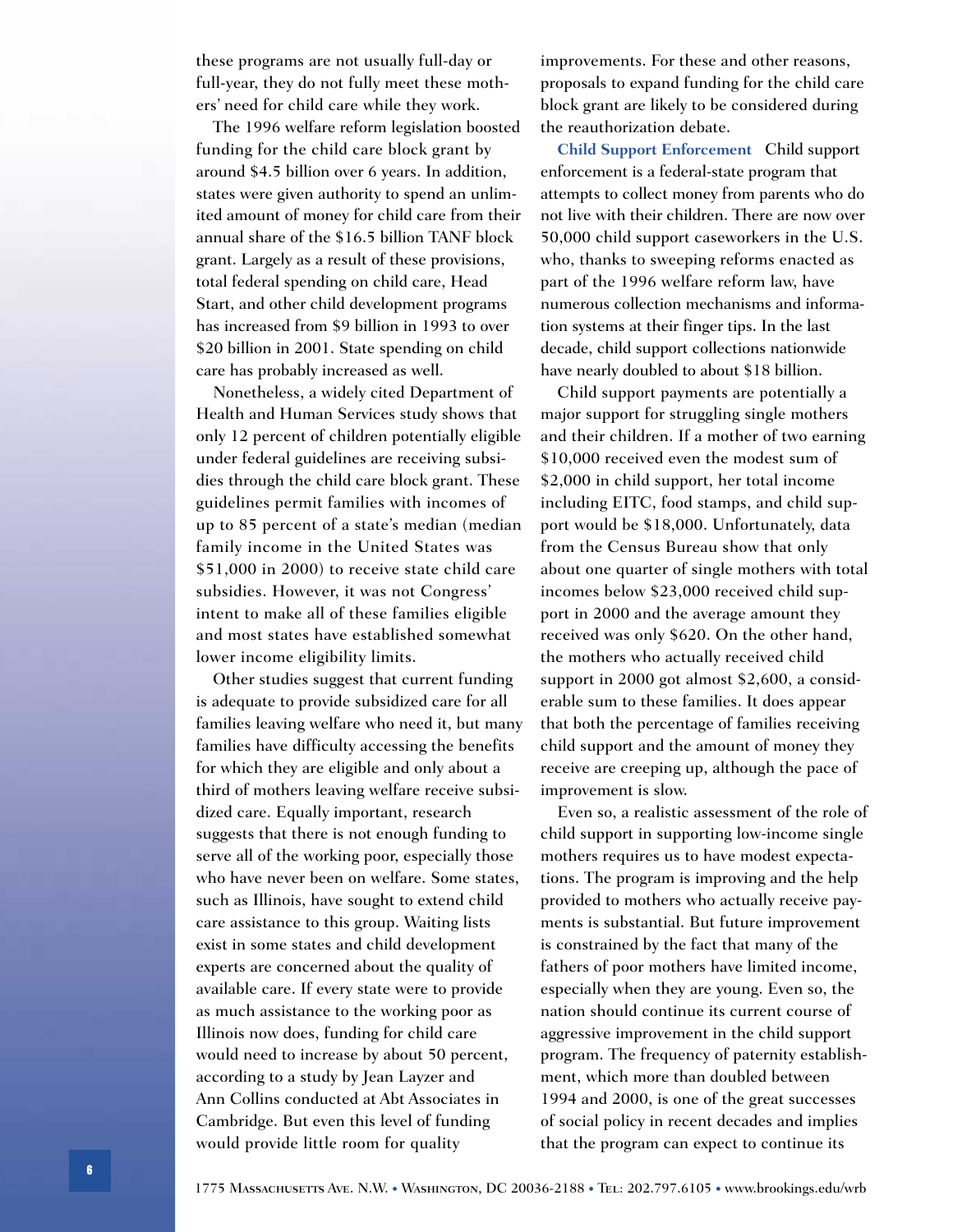these programs are not usually full-day or full-year, they do not fully meet these mothers' need for child care while they work.

The 1996 welfare reform legislation boosted funding for the child care block grant by around $4.5 billion over 6 years. In addition, states were given authority to spend an unlimited amount of money for child care from their annual share of the $16.5 billion TANF block grant. Largely as a result of these provisions, total federal spending on child care, Head Start, and other child development programs has increased from $9 billion in 1993 to over $20 billion in 2001. State spending on child care has probably increased as well.

Nonetheless, a widely cited Department of Health and Human Services study shows that only 12 percent of children potentially eligible under federal guidelines are receiving subsidies through the child care block grant. These guidelines permit families with incomes of up to 85 percent of a state's median (median family income in the United States was $51,000 in 2000) to receive state child care subsidies. However, it was not Congress' intent to make all of these families eligible and most states have established somewhat lower income eligibility limits.

Other studies suggest that current funding is adequate to provide subsidized care for all families leaving welfare who need it, but many families have difficulty accessing the benefits for which they are eligible and only about a third of mothers leaving welfare receive subsidized care. Equally important, research suggests that there is not enough funding to serve all of the working poor, especially those who have never been on welfare. Some states, such as Illinois, have sought to extend child care assistance to this group. Waiting lists exist in some states and child development experts are concerned about the quality of available care. If every state were to provide as much assistance to the working poor as Illinois now does, funding for child care would need to increase by about 50 percent, according to a study by Jean Layzer and Ann Collins conducted at Abt Associates in Cambridge. But even this level of funding would provide little room for quality improvements. For these and other reasons, proposals to expand funding for the child care block grant are likely to be considered during the reauthorization debate.

**Child Support Enforcement** Child support enforcement is a federal-state program that attempts to collect money from parents who do not live with their children. There are now over 50,000 child support caseworkers in the U.S. who, thanks to sweeping reforms enacted as part of the 1996 welfare reform law, have numerous collection mechanisms and information systems at their finger tips. In the last decade, child support collections nationwide have nearly doubled to about $18 billion.

Child support payments are potentially a major support for struggling single mothers and their children. If a mother of two earning $10,000 received even the modest sum of $2,000 in child support, her total income including EITC, food stamps, and child support would be $18,000. Unfortunately, data from the Census Bureau show that only about one quarter of single mothers with total incomes below $23,000 received child support in 2000 and the average amount they received was only $620. On the other hand, the mothers who actually received child support in 2000 got almost $2,600, a considerable sum to these families. It does appear that both the percentage of families receiving child support and the amount of money they receive are creeping up, although the pace of improvement is slow.

Even so, a realistic assessment of the role of child support in supporting low-income single mothers requires us to have modest expectations. The program is improving and the help provided to mothers who actually receive payments is substantial. But future improvement is constrained by the fact that many of the fathers of poor mothers have limited income, especially when they are young. Even so, the nation should continue its current course of aggressive improvement in the child support program. The frequency of paternity establishment, which more than doubled between 1994 and 2000, is one of the great successes of social policy in recent decades and implies that the program can expect to continue its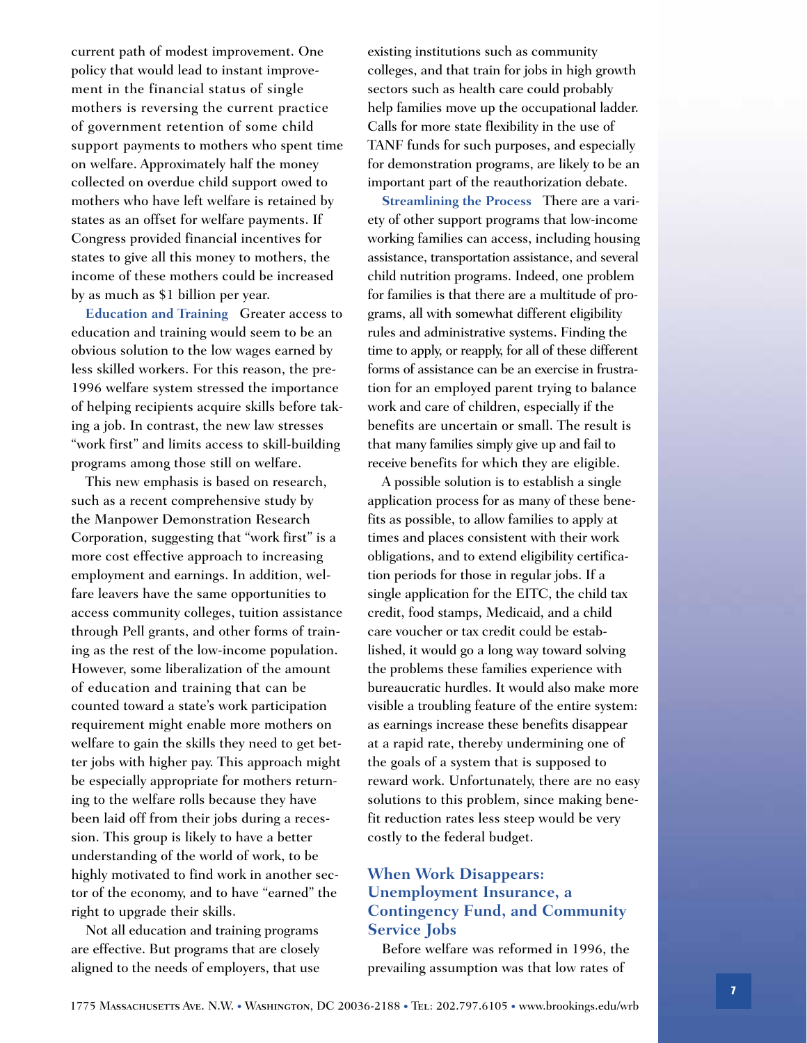current path of modest improvement. One policy that would lead to instant improvement in the financial status of single mothers is reversing the current practice of government retention of some child support payments to mothers who spent time on welfare. Approximately half the money collected on overdue child support owed to mothers who have left welfare is retained by states as an offset for welfare payments. If Congress provided financial incentives for states to give all this money to mothers, the income of these mothers could be increased by as much as $1 billion per year.

**Education and Training** Greater access to education and training would seem to be an obvious solution to the low wages earned by less skilled workers. For this reason, the pre-1996 welfare system stressed the importance of helping recipients acquire skills before taking a job. In contrast, the new law stresses "work first" and limits access to skill-building programs among those still on welfare.

This new emphasis is based on research, such as a recent comprehensive study by the Manpower Demonstration Research Corporation, suggesting that "work first" is a more cost effective approach to increasing employment and earnings. In addition, welfare leavers have the same opportunities to access community colleges, tuition assistance through Pell grants, and other forms of training as the rest of the low-income population. However, some liberalization of the amount of education and training that can be counted toward a state's work participation requirement might enable more mothers on welfare to gain the skills they need to get better jobs with higher pay. This approach might be especially appropriate for mothers returning to the welfare rolls because they have been laid off from their jobs during a recession. This group is likely to have a better understanding of the world of work, to be highly motivated to find work in another sector of the economy, and to have "earned" the right to upgrade their skills.

Not all education and training programs are effective. But programs that are closely aligned to the needs of employers, that use existing institutions such as community colleges, and that train for jobs in high growth sectors such as health care could probably help families move up the occupational ladder. Calls for more state flexibility in the use of TANF funds for such purposes, and especially for demonstration programs, are likely to be an important part of the reauthorization debate.

**Streamlining the Process** There are a variety of other support programs that low-income working families can access, including housing assistance, transportation assistance, and several child nutrition programs. Indeed, one problem for families is that there are a multitude of programs, all with somewhat different eligibility rules and administrative systems. Finding the time to apply, or reapply, for all of these different forms of assistance can be an exercise in frustration for an employed parent trying to balance work and care of children, especially if the benefits are uncertain or small. The result is that many families simply give up and fail to receive benefits for which they are eligible.

A possible solution is to establish a single application process for as many of these benefits as possible, to allow families to apply at times and places consistent with their work obligations, and to extend eligibility certification periods for those in regular jobs. If a single application for the EITC, the child tax credit, food stamps, Medicaid, and a child care voucher or tax credit could be established, it would go a long way toward solving the problems these families experience with bureaucratic hurdles. It would also make more visible a troubling feature of the entire system: as earnings increase these benefits disappear at a rapid rate, thereby undermining one of the goals of a system that is supposed to reward work. Unfortunately, there are no easy solutions to this problem, since making benefit reduction rates less steep would be very costly to the federal budget.

## When Work Disappears: Unemployment Insurance, a Contingency Fund, and Community Service Jobs

Before welfare was reformed in 1996, the prevailing assumption was that low rates of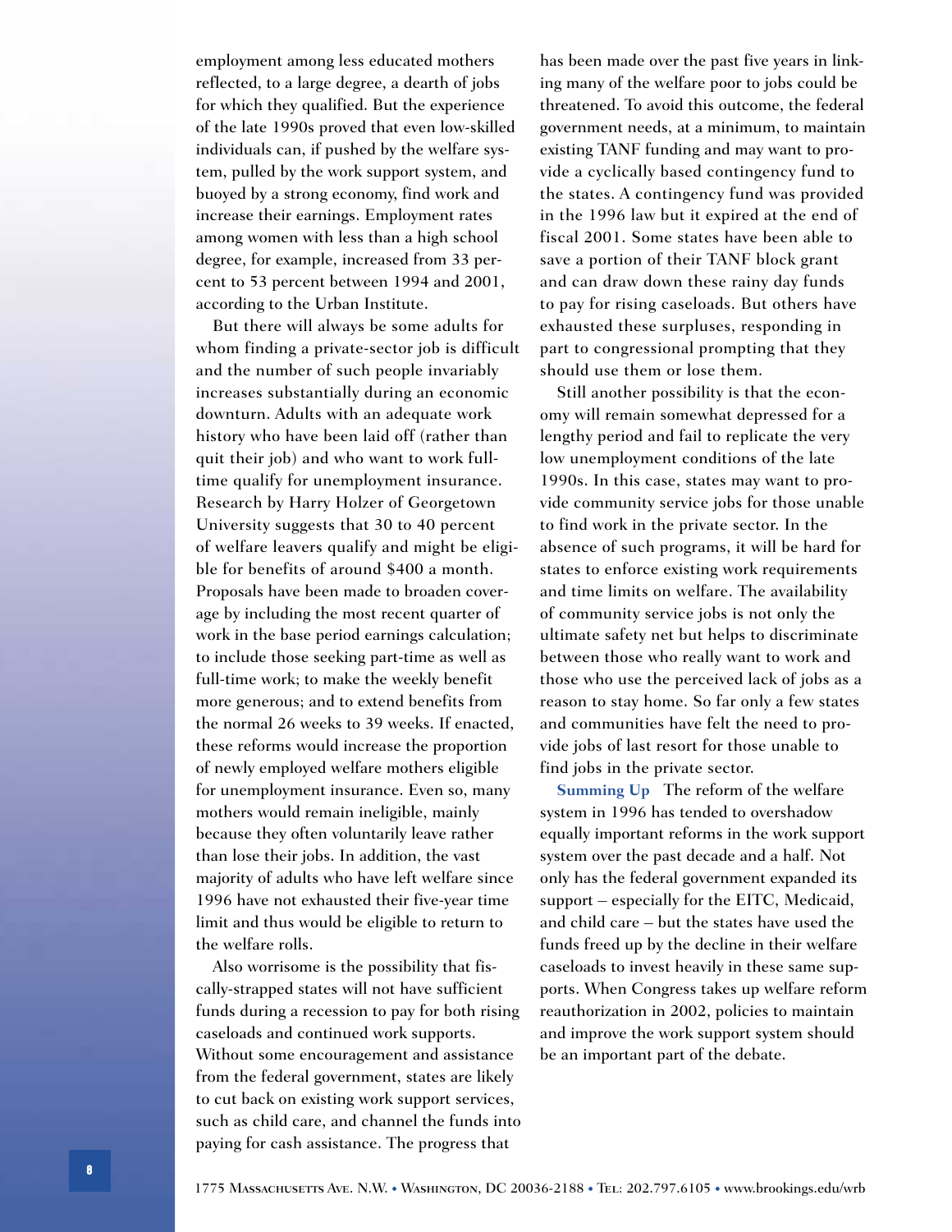employment among less educated mothers reflected, to a large degree, a dearth of jobs for which they qualified. But the experience of the late 1990s proved that even low-skilled individuals can, if pushed by the welfare system, pulled by the work support system, and buoyed by a strong economy, find work and increase their earnings. Employment rates among women with less than a high school degree, for example, increased from 33 percent to 53 percent between 1994 and 2001, according to the Urban Institute.

But there will always be some adults for whom finding a private-sector job is difficult and the number of such people invariably increases substantially during an economic downturn. Adults with an adequate work history who have been laid off (rather than quit their job) and who want to work full-time qualify for unemployment insurance. Research by Harry Holzer of Georgetown University suggests that 30 to 40 percent of welfare leavers qualify and might be eligible for benefits of around $400 a month. Proposals have been made to broaden coverage by including the most recent quarter of work in the base period earnings calculation; to include those seeking part-time as well as full-time work; to make the weekly benefit more generous; and to extend benefits from the normal 26 weeks to 39 weeks. If enacted, these reforms would increase the proportion of newly employed welfare mothers eligible for unemployment insurance. Even so, many mothers would remain ineligible, mainly because they often voluntarily leave rather than lose their jobs. In addition, the vast majority of adults who have left welfare since 1996 have not exhausted their five-year time limit and thus would be eligible to return to the welfare rolls.

Also worrisome is the possibility that fiscally-strapped states will not have sufficient funds during a recession to pay for both rising caseloads and continued work supports. Without some encouragement and assistance from the federal government, states are likely to cut back on existing work support services, such as child care, and channel the funds into paying for cash assistance. The progress that has been made over the past five years in linking many of the welfare poor to jobs could be threatened. To avoid this outcome, the federal government needs, at a minimum, to maintain existing TANF funding and may want to provide a cyclically based contingency fund to the states. A contingency fund was provided in the 1996 law but it expired at the end of fiscal 2001. Some states have been able to save a portion of their TANF block grant and can draw down these rainy day funds to pay for rising caseloads. But others have exhausted these surpluses, responding in part to congressional prompting that they should use them or lose them.

Still another possibility is that the economy will remain somewhat depressed for a lengthy period and fail to replicate the very low unemployment conditions of the late 1990s. In this case, states may want to provide community service jobs for those unable to find work in the private sector. In the absence of such programs, it will be hard for states to enforce existing work requirements and time limits on welfare. The availability of community service jobs is not only the ultimate safety net but helps to discriminate between those who really want to work and those who use the perceived lack of jobs as a reason to stay home. So far only a few states and communities have felt the need to provide jobs of last resort for those unable to find jobs in the private sector.

**Summing Up** The reform of the welfare system in 1996 has tended to overshadow equally important reforms in the work support system over the past decade and a half. Not only has the federal government expanded its support – especially for the EITC, Medicaid, and child care – but the states have used the funds freed up by the decline in their welfare caseloads to invest heavily in these same supports. When Congress takes up welfare reform reauthorization in 2002, policies to maintain and improve the work support system should be an important part of the debate.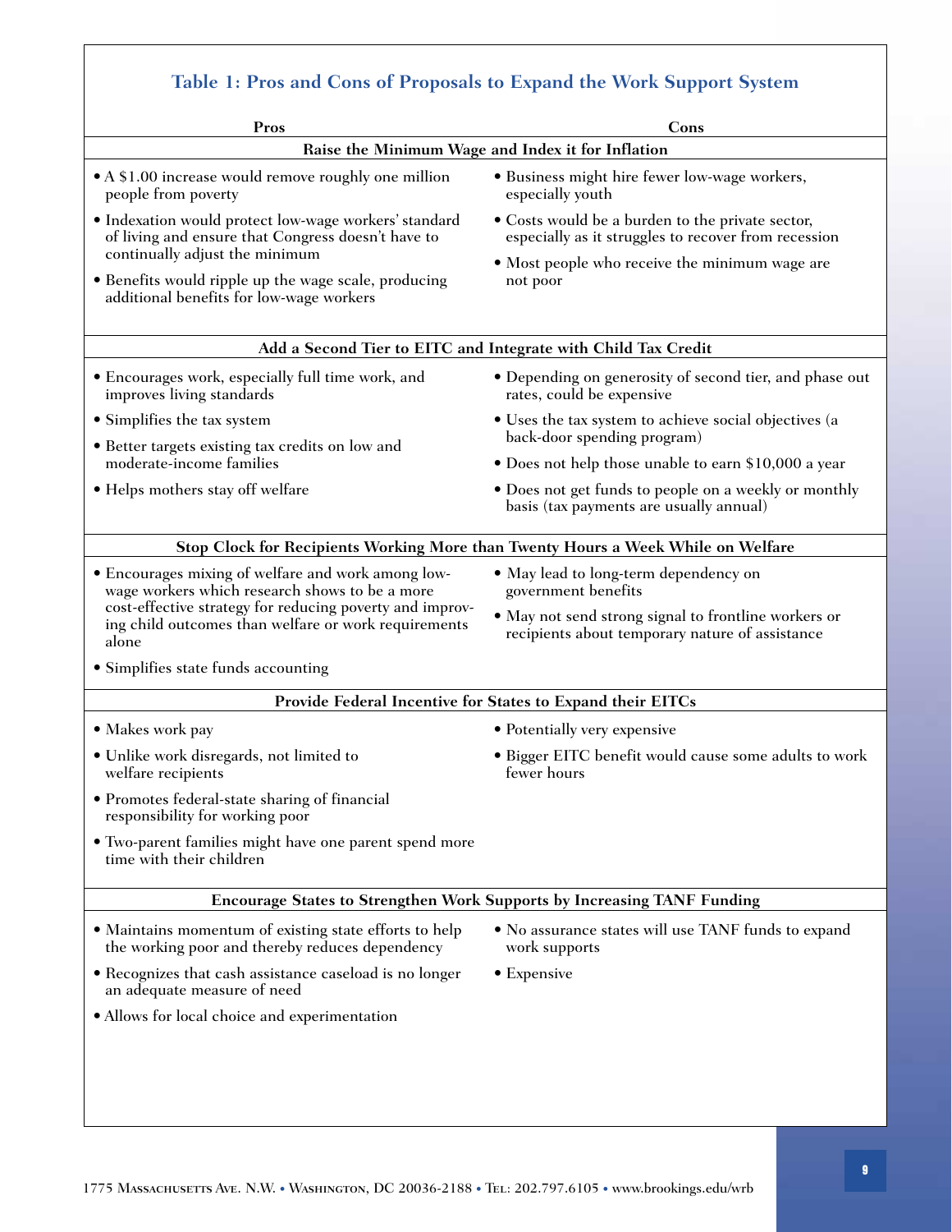### Table 1: Pros and Cons of Proposals to Expand the Work Support System

| Pros | Cons |
|---|---|
| **Raise the Minimum Wage and Index it for Inflation** | |
| • A $1.00 increase would remove roughly one million people from poverty<br>• Indexation would protect low-wage workers' standard of living and ensure that Congress doesn't have to continually adjust the minimum<br>• Benefits would ripple up the wage scale, producing additional benefits for low-wage workers | • Business might hire fewer low-wage workers, especially youth<br>• Costs would be a burden to the private sector, especially as it struggles to recover from recession<br>• Most people who receive the minimum wage are not poor |
| **Add a Second Tier to EITC and Integrate with Child Tax Credit** | |
| • Encourages work, especially full time work, and improves living standards<br>• Simplifies the tax system<br>• Better targets existing tax credits on low and moderate-income families<br>• Helps mothers stay off welfare | • Depending on generosity of second tier, and phase out rates, could be expensive<br>• Uses the tax system to achieve social objectives (a back-door spending program)<br>• Does not help those unable to earn $10,000 a year<br>• Does not get funds to people on a weekly or monthly basis (tax payments are usually annual) |
| **Stop Clock for Recipients Working More than Twenty Hours a Week While on Welfare** | |
| • Encourages mixing of welfare and work among low-wage workers which research shows to be a more cost-effective strategy for reducing poverty and improving child outcomes than welfare or work requirements alone<br>• Simplifies state funds accounting | • May lead to long-term dependency on government benefits<br>• May not send strong signal to frontline workers or recipients about temporary nature of assistance |
| **Provide Federal Incentive for States to Expand their EITCs** | |
| • Makes work pay<br>• Unlike work disregards, not limited to welfare recipients<br>• Promotes federal-state sharing of financial responsibility for working poor<br>• Two-parent families might have one parent spend more time with their children | • Potentially very expensive<br>• Bigger EITC benefit would cause some adults to work fewer hours |
| **Encourage States to Strengthen Work Supports by Increasing TANF Funding** | |
| • Maintains momentum of existing state efforts to help the working poor and thereby reduces dependency<br>• Recognizes that cash assistance caseload is no longer an adequate measure of need<br>• Allows for local choice and experimentation | • No assurance states will use TANF funds to expand work supports<br>• Expensive |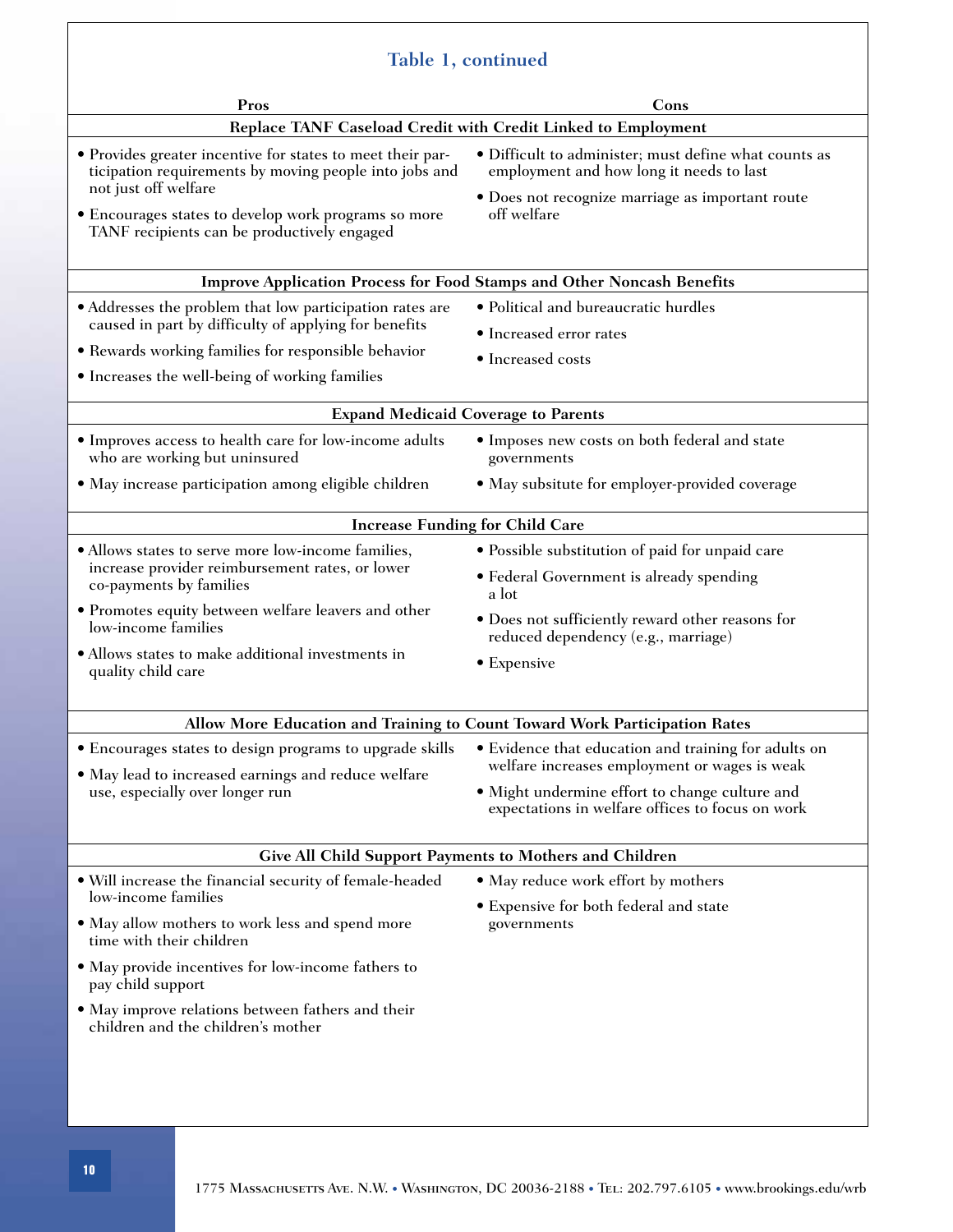### Table 1, continued

| Pros | Cons |
| --- | --- |
| **Replace TANF Caseload Credit with Credit Linked to Employment** | |
| • Provides greater incentive for states to meet their participation requirements by moving people into jobs and not just off welfare<br>• Encourages states to develop work programs so more TANF recipients can be productively engaged | • Difficult to administer; must define what counts as employment and how long it needs to last<br>• Does not recognize marriage as important route off welfare |
| **Improve Application Process for Food Stamps and Other Noncash Benefits** | |
| • Addresses the problem that low participation rates are caused in part by difficulty of applying for benefits<br>• Rewards working families for responsible behavior<br>• Increases the well-being of working families | • Political and bureaucratic hurdles<br>• Increased error rates<br>• Increased costs |
| **Expand Medicaid Coverage to Parents** | |
| • Improves access to health care for low-income adults who are working but uninsured<br>• May increase participation among eligible children | • Imposes new costs on both federal and state governments<br>• May subsitute for employer-provided coverage |
| **Increase Funding for Child Care** | |
| • Allows states to serve more low-income families, increase provider reimbursement rates, or lower co-payments by families<br>• Promotes equity between welfare leavers and other low-income families<br>• Allows states to make additional investments in quality child care | • Possible substitution of paid for unpaid care<br>• Federal Government is already spending a lot<br>• Does not sufficiently reward other reasons for reduced dependency (e.g., marriage)<br>• Expensive |
| **Allow More Education and Training to Count Toward Work Participation Rates** | |
| • Encourages states to design programs to upgrade skills<br>• May lead to increased earnings and reduce welfare use, especially over longer run | • Evidence that education and training for adults on welfare increases employment or wages is weak<br>• Might undermine effort to change culture and expectations in welfare offices to focus on work |
| **Give All Child Support Payments to Mothers and Children** | |
| • Will increase the financial security of female-headed low-income families<br>• May allow mothers to work less and spend more time with their children<br>• May provide incentives for low-income fathers to pay child support<br>• May improve relations between fathers and their children and the children's mother | • May reduce work effort by mothers<br>• Expensive for both federal and state governments |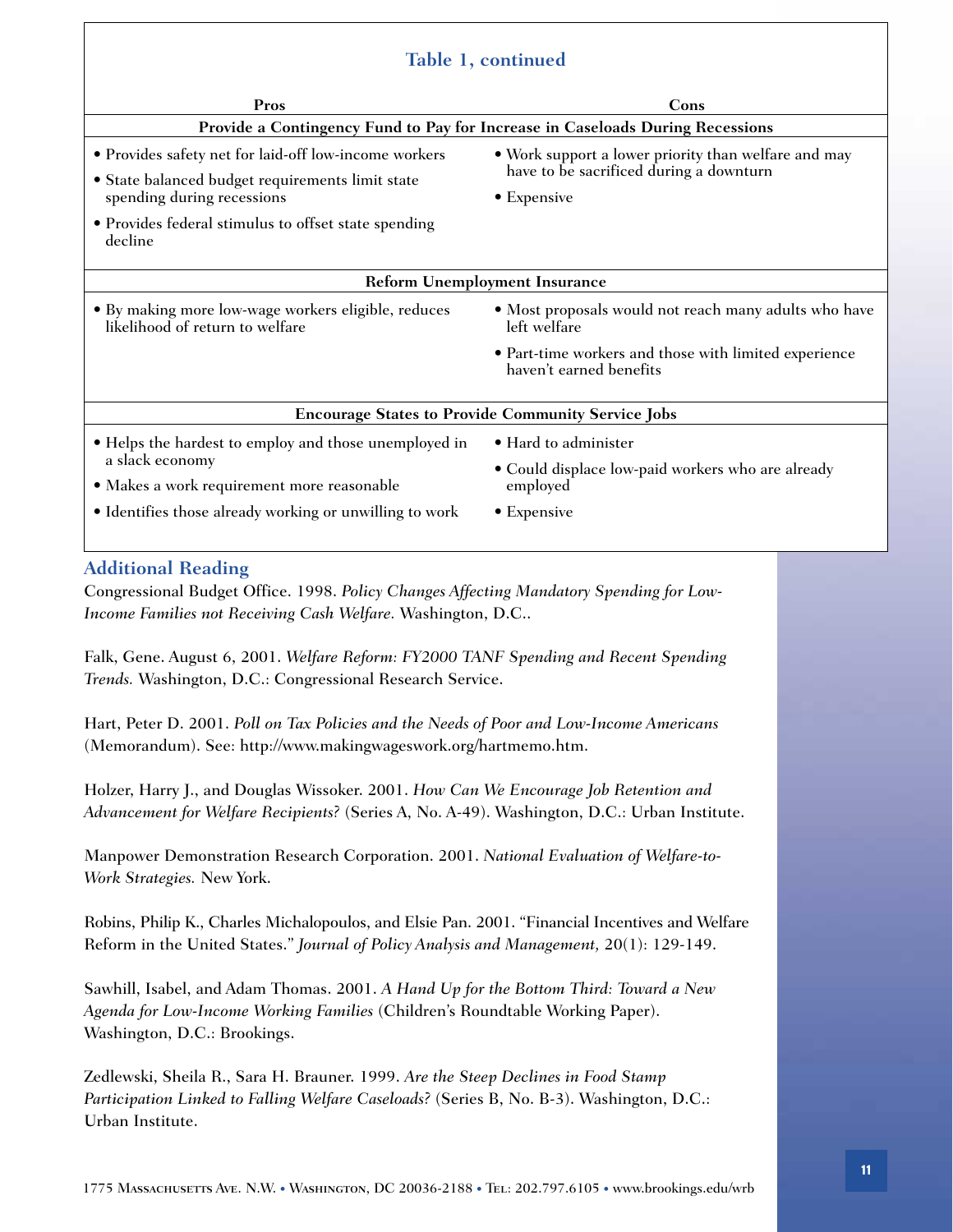### Table 1, continued

| Pros | Cons |
|---|---|
| **Provide a Contingency Fund to Pay for Increase in Caseloads During Recessions** | |
| • Provides safety net for laid-off low-income workers<br>• State balanced budget requirements limit state spending during recessions<br>• Provides federal stimulus to offset state spending decline | • Work support a lower priority than welfare and may have to be sacrificed during a downturn<br>• Expensive |
| **Reform Unemployment Insurance** | |
| • By making more low-wage workers eligible, reduces likelihood of return to welfare | • Most proposals would not reach many adults who have left welfare<br>• Part-time workers and those with limited experience haven't earned benefits |
| **Encourage States to Provide Community Service Jobs** | |
| • Helps the hardest to employ and those unemployed in a slack economy<br>• Makes a work requirement more reasonable<br>• Identifies those already working or unwilling to work | • Hard to administer<br>• Could displace low-paid workers who are already employed<br>• Expensive |

## Additional Reading

Congressional Budget Office. 1998. *Policy Changes Affecting Mandatory Spending for Low-Income Families not Receiving Cash Welfare.* Washington, D.C..

Falk, Gene. August 6, 2001. *Welfare Reform: FY2000 TANF Spending and Recent Spending Trends.* Washington, D.C.: Congressional Research Service.

Hart, Peter D. 2001. *Poll on Tax Policies and the Needs of Poor and Low-Income Americans* (Memorandum). See: http://www.makingwageswork.org/hartmemo.htm.

Holzer, Harry J., and Douglas Wissoker. 2001. *How Can We Encourage Job Retention and Advancement for Welfare Recipients?* (Series A, No. A-49). Washington, D.C.: Urban Institute.

Manpower Demonstration Research Corporation. 2001. *National Evaluation of Welfare-to-Work Strategies.* New York.

Robins, Philip K., Charles Michalopoulos, and Elsie Pan. 2001. "Financial Incentives and Welfare Reform in the United States." *Journal of Policy Analysis and Management,* 20(1): 129-149.

Sawhill, Isabel, and Adam Thomas. 2001. *A Hand Up for the Bottom Third: Toward a New Agenda for Low-Income Working Families* (Children's Roundtable Working Paper). Washington, D.C.: Brookings.

Zedlewski, Sheila R., Sara H. Brauner. 1999. *Are the Steep Declines in Food Stamp Participation Linked to Falling Welfare Caseloads?* (Series B, No. B-3). Washington, D.C.: Urban Institute.

1775 Massachusetts Ave. N.W. • Washington, DC 20036-2188 • Tel: 202.797.6105 • www.brookings.edu/wrb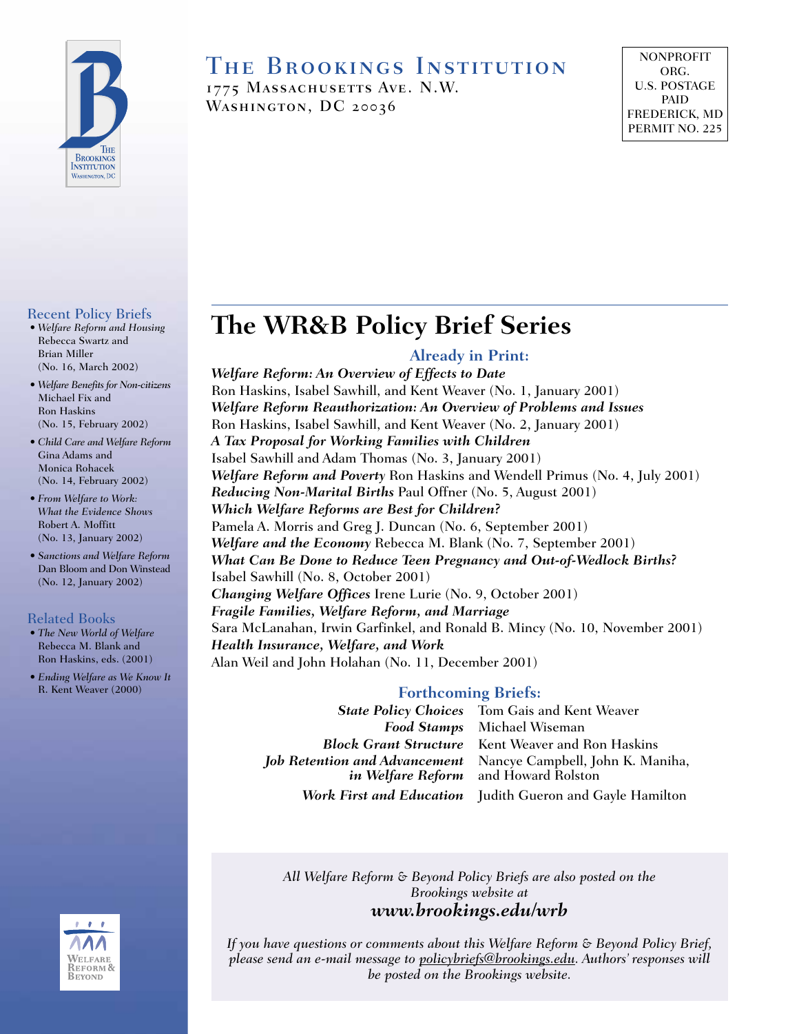THE BROOKINGS INSTITUTION
1775 MASSACHUSETTS AVE. N.W.
WASHINGTON, DC 20036

NONPROFIT ORG.
U.S. POSTAGE PAID
FREDERICK, MD
PERMIT NO. 225

## Recent Policy Briefs

- *Welfare Reform and Housing* Rebecca Swartz and Brian Miller (No. 16, March 2002)
- *Welfare Benefits for Non-citizens* Michael Fix and Ron Haskins (No. 15, February 2002)
- *Child Care and Welfare Reform* Gina Adams and Monica Rohacek (No. 14, February 2002)
- *From Welfare to Work: What the Evidence Shows* Robert A. Moffitt (No. 13, January 2002)
- *Sanctions and Welfare Reform* Dan Bloom and Don Winstead (No. 12, January 2002)

## Related Books

- *The New World of Welfare* Rebecca M. Blank and Ron Haskins, eds. (2001)
- *Ending Welfare as We Know It* R. Kent Weaver (2000)

# The WR&B Policy Brief Series

### Already in Print:

***Welfare Reform: An Overview of Effects to Date***
Ron Haskins, Isabel Sawhill, and Kent Weaver (No. 1, January 2001)
***Welfare Reform Reauthorization: An Overview of Problems and Issues***
Ron Haskins, Isabel Sawhill, and Kent Weaver (No. 2, January 2001)
***A Tax Proposal for Working Families with Children***
Isabel Sawhill and Adam Thomas (No. 3, January 2001)
***Welfare Reform and Poverty*** Ron Haskins and Wendell Primus (No. 4, July 2001)
***Reducing Non-Marital Births*** Paul Offner (No. 5, August 2001)
***Which Welfare Reforms are Best for Children?***
Pamela A. Morris and Greg J. Duncan (No. 6, September 2001)
***Welfare and the Economy*** Rebecca M. Blank (No. 7, September 2001)
***What Can Be Done to Reduce Teen Pregnancy and Out-of-Wedlock Births?***
Isabel Sawhill (No. 8, October 2001)
***Changing Welfare Offices*** Irene Lurie (No. 9, October 2001)
***Fragile Families, Welfare Reform, and Marriage***
Sara McLanahan, Irwin Garfinkel, and Ronald B. Mincy (No. 10, November 2001)
***Health Insurance, Welfare, and Work***
Alan Weil and John Holahan (No. 11, December 2001)

### Forthcoming Briefs:

| | |
|---|---|
| ***State Policy Choices*** | Tom Gais and Kent Weaver |
| ***Food Stamps*** | Michael Wiseman |
| ***Block Grant Structure*** | Kent Weaver and Ron Haskins |
| ***Job Retention and Advancement in Welfare Reform*** | Nancye Campbell, John K. Maniha, and Howard Rolston |
| ***Work First and Education*** | Judith Gueron and Gayle Hamilton |

*All Welfare Reform & Beyond Policy Briefs are also posted on the Brookings website at*
***www.brookings.edu/wrb***

*If you have questions or comments about this Welfare Reform & Beyond Policy Brief, please send an e-mail message to policybriefs@brookings.edu. Authors' responses will be posted on the Brookings website.*